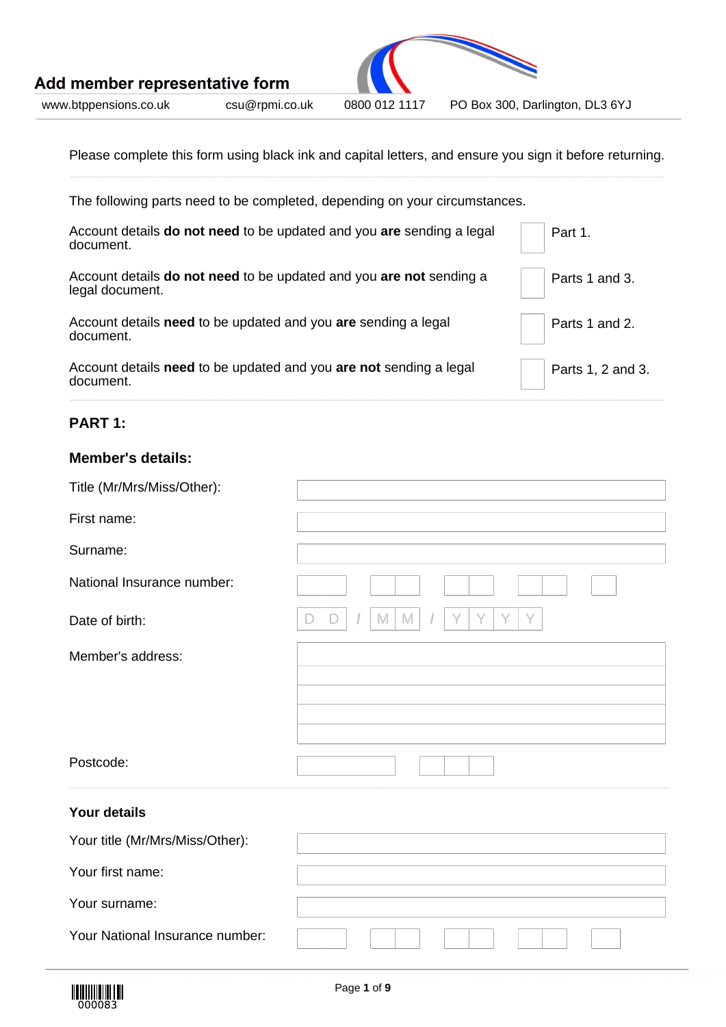# Add member representative form

www.btppensions.co.uk | csu@rpmi.co.uk | 0800 012 1117 | PO Box 300, Darlington, DL3 6YJ

Please complete this form using black ink and capital letters, and ensure you sign it before returning.

The following parts need to be completed, depending on your circumstances.

| | | |
|---|---|---|
| Account details **do not need** to be updated and you **are** sending a legal document. | ☐ | Part 1. |
| Account details **do not need** to be updated and you **are not** sending a legal document. | ☐ | Parts 1 and 3. |
| Account details **need** to be updated and you **are** sending a legal document. | ☐ | Parts 1 and 2. |
| Account details **need** to be updated and you **are not** sending a legal document. | ☐ | Parts 1, 2 and 3. |

## PART 1:

### Member's details:

Title (Mr/Mrs/Miss/Other):

First name:

Surname:

National Insurance number:

Date of birth: D D / M M / Y Y Y Y

Member's address:

Postcode:

### Your details

Your title (Mr/Mrs/Miss/Other):

Your first name:

Your surname:

Your National Insurance number:

000083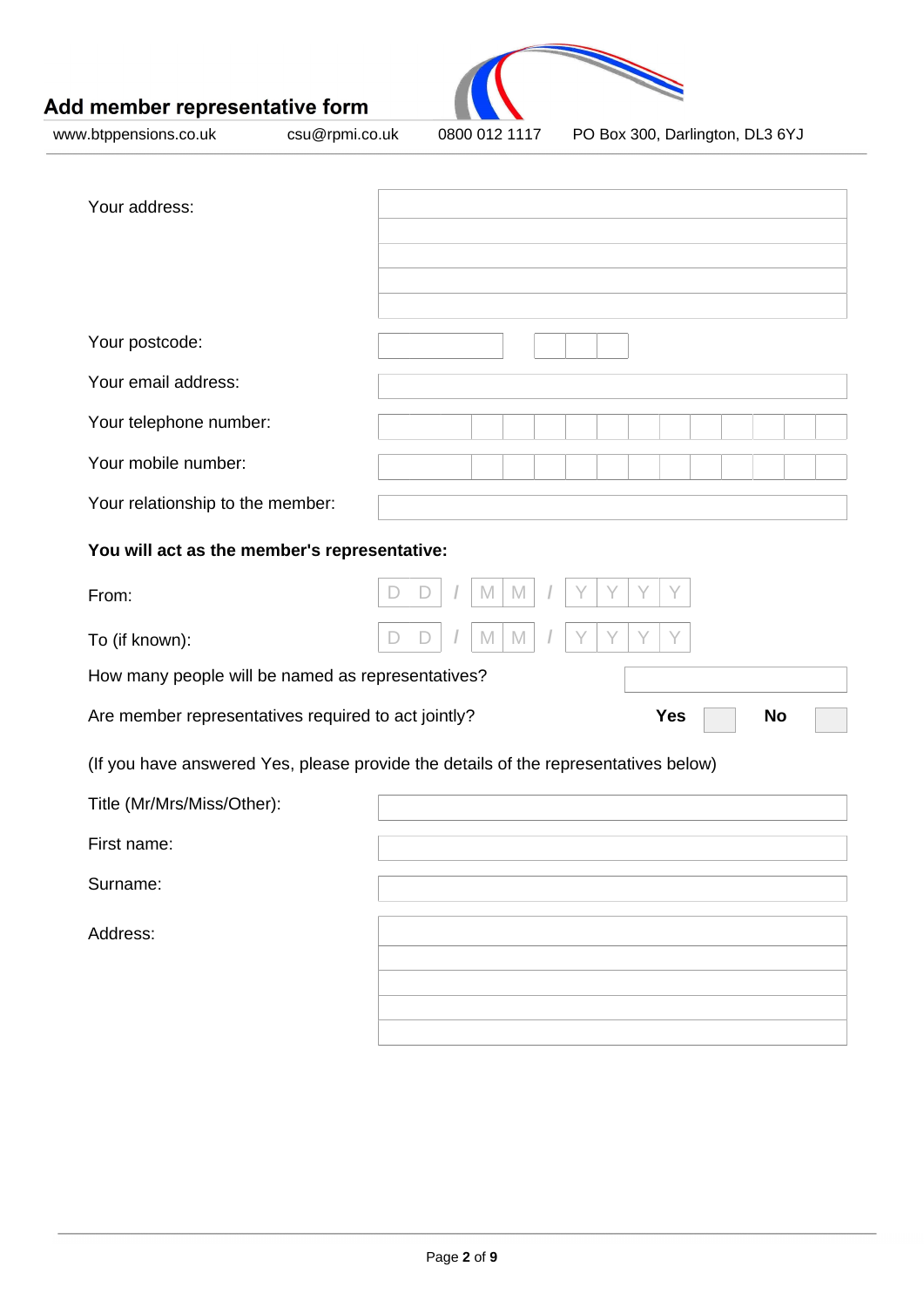# Add member representative form

www.btppensions.co.uk csu@rpmi.co.uk 0800 012 1117 PO Box 300, Darlington, DL3 6YJ

| | |
|---|---|
| Your address: | |
| Your postcode: | |
| Your email address: | |
| Your telephone number: | |
| Your mobile number: | |
| Your relationship to the member: | |

**You will act as the member's representative:**

| | |
|---|---|
| From: | D D / M M / Y Y Y Y |
| To (if known): | D D / M M / Y Y Y Y |

How many people will be named as representatives?

Are member representatives required to act jointly? **Yes** ☐ **No** ☐

(If you have answered Yes, please provide the details of the representatives below)

| | |
|---|---|
| Title (Mr/Mrs/Miss/Other): | |
| First name: | |
| Surname: | |
| Address: | |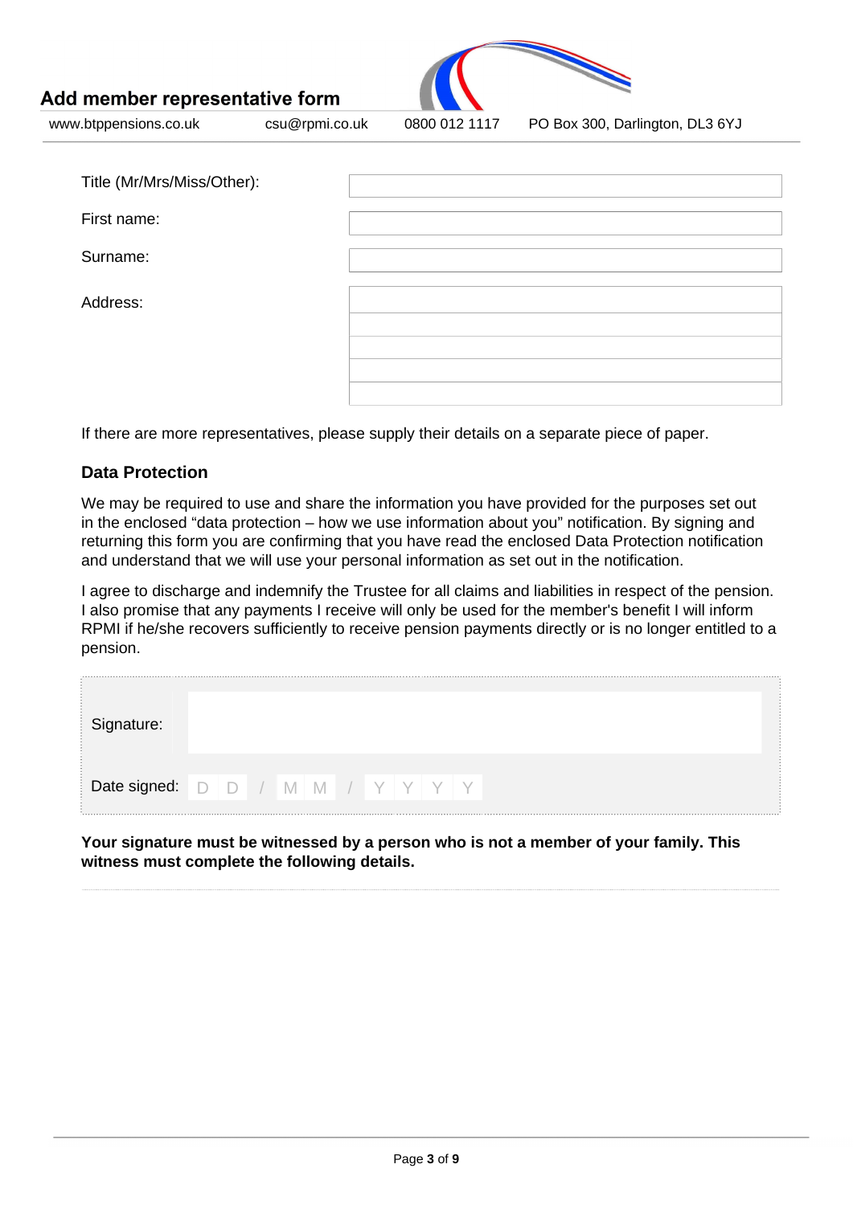# Add member representative form

www.btppensions.co.uk csu@rpmi.co.uk 0800 012 1117 PO Box 300, Darlington, DL3 6YJ

| | |
|---|---|
| Title (Mr/Mrs/Miss/Other): | |
| First name: | |
| Surname: | |
| Address: | |
| | |
| | |
| | |
| | |

If there are more representatives, please supply their details on a separate piece of paper.

### Data Protection

We may be required to use and share the information you have provided for the purposes set out in the enclosed "data protection – how we use information about you" notification. By signing and returning this form you are confirming that you have read the enclosed Data Protection notification and understand that we will use your personal information as set out in the notification.

I agree to discharge and indemnify the Trustee for all claims and liabilities in respect of the pension. I also promise that any payments I receive will only be used for the member's benefit I will inform RPMI if he/she recovers sufficiently to receive pension payments directly or is no longer entitled to a pension.

| | |
|---|---|
| Signature: | |
| Date signed: | D D / M M / Y Y Y Y |

**Your signature must be witnessed by a person who is not a member of your family. This witness must complete the following details.**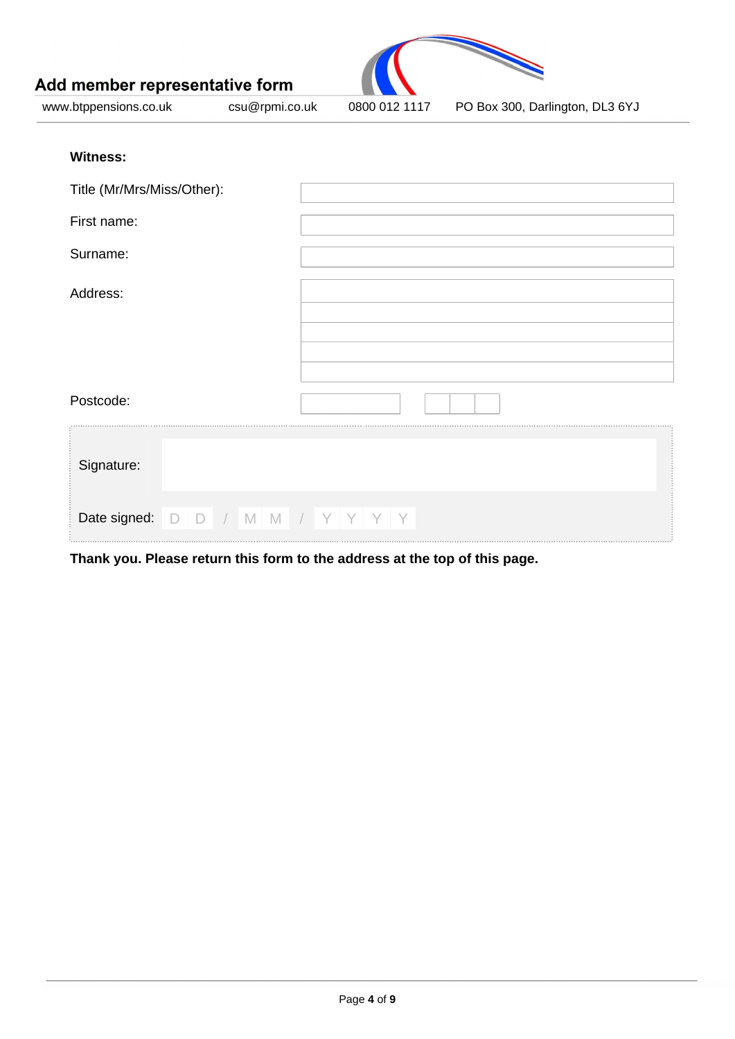**Witness:**

| | |
|---|---|
| Title (Mr/Mrs/Miss/Other): | |
| First name: | |
| Surname: | |
| Address: | |
| Postcode: | |

| | |
|---|---|
| Signature: | |
| Date signed: | D D / M M / Y Y Y Y |

**Thank you. Please return this form to the address at the top of this page.**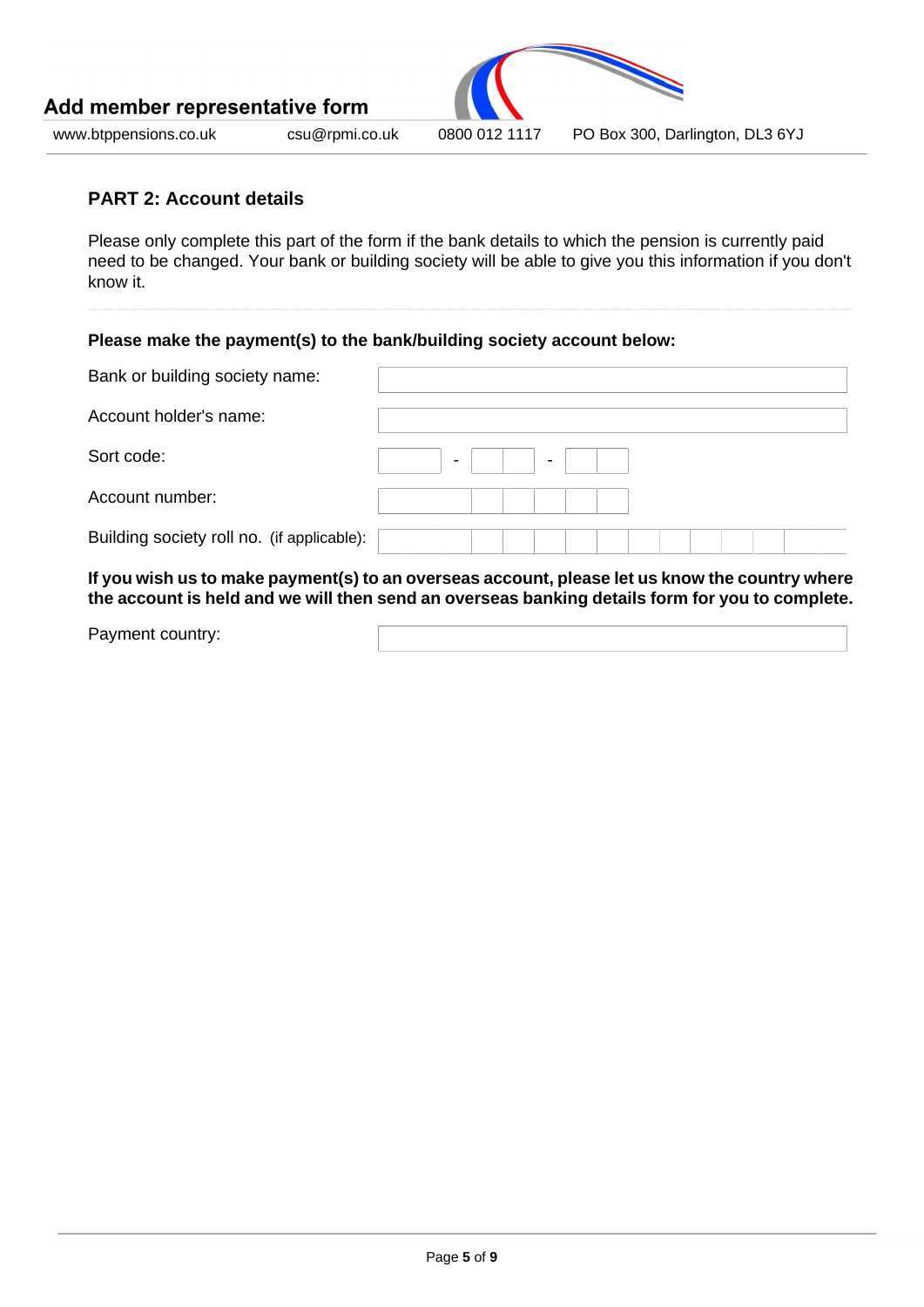## PART 2: Account details

Please only complete this part of the form if the bank details to which the pension is currently paid need to be changed. Your bank or building society will be able to give you this information if you don't know it.

**Please make the payment(s) to the bank/building society account below:**

| | |
|---|---|
| Bank or building society name: | |
| Account holder's name: | |
| Sort code: | - - |
| Account number: | |
| Building society roll no. (if applicable): | |

**If you wish us to make payment(s) to an overseas account, please let us know the country where the account is held and we will then send an overseas banking details form for you to complete.**

| | |
|---|---|
| Payment country: | |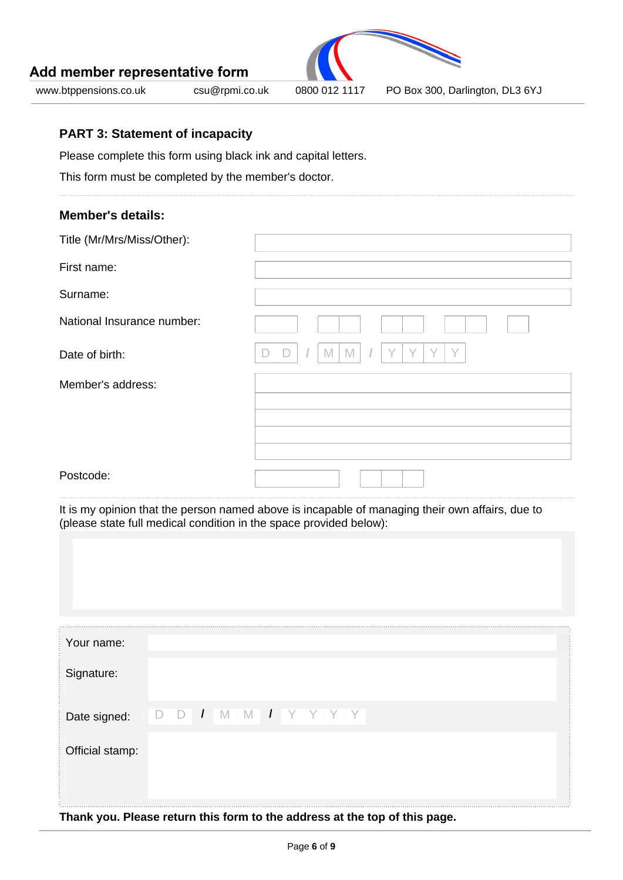## Add member representative form

www.btppensions.co.uk csu@rpmi.co.uk 0800 012 1117 PO Box 300, Darlington, DL3 6YJ

### PART 3: Statement of incapacity

Please complete this form using black ink and capital letters.

This form must be completed by the member's doctor.

### Member's details:

| | |
|---|---|
| Title (Mr/Mrs/Miss/Other): | |
| First name: | |
| Surname: | |
| National Insurance number: | |
| Date of birth: | D D / M M / Y Y Y Y |
| Member's address: | |
| Postcode: | |

It is my opinion that the person named above is incapable of managing their own affairs, due to (please state full medical condition in the space provided below):

| | |
|---|---|
| Your name: | |
| Signature: | |
| Date signed: | D D / M M / Y Y Y Y |
| Official stamp: | |

**Thank you. Please return this form to the address at the top of this page.**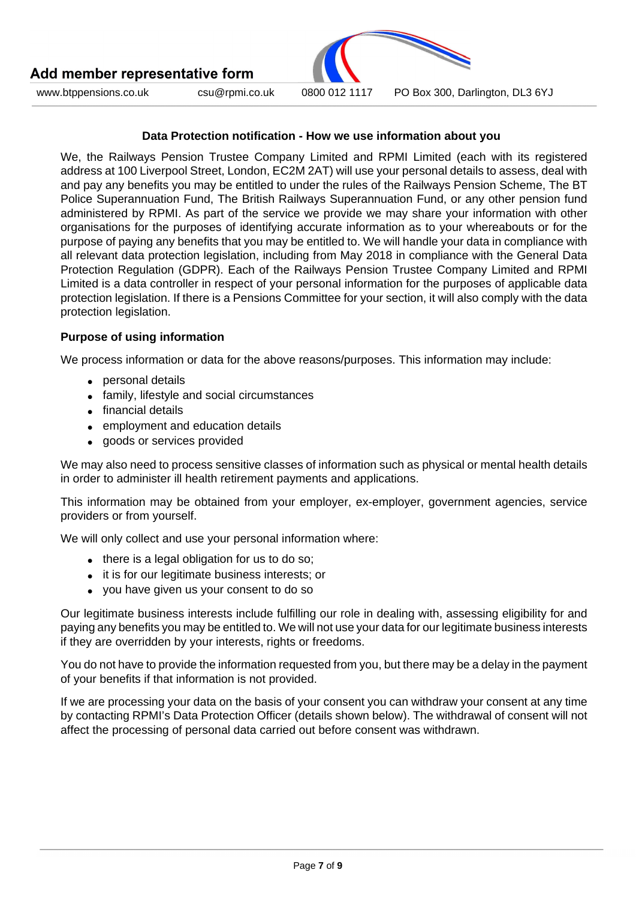### Data Protection notification - How we use information about you

We, the Railways Pension Trustee Company Limited and RPMI Limited (each with its registered address at 100 Liverpool Street, London, EC2M 2AT) will use your personal details to assess, deal with and pay any benefits you may be entitled to under the rules of the Railways Pension Scheme, The BT Police Superannuation Fund, The British Railways Superannuation Fund, or any other pension fund administered by RPMI. As part of the service we provide we may share your information with other organisations for the purposes of identifying accurate information as to your whereabouts or for the purpose of paying any benefits that you may be entitled to. We will handle your data in compliance with all relevant data protection legislation, including from May 2018 in compliance with the General Data Protection Regulation (GDPR). Each of the Railways Pension Trustee Company Limited and RPMI Limited is a data controller in respect of your personal information for the purposes of applicable data protection legislation. If there is a Pensions Committee for your section, it will also comply with the data protection legislation.

### Purpose of using information

We process information or data for the above reasons/purposes. This information may include:

- personal details
- family, lifestyle and social circumstances
- financial details
- employment and education details
- goods or services provided

We may also need to process sensitive classes of information such as physical or mental health details in order to administer ill health retirement payments and applications.

This information may be obtained from your employer, ex-employer, government agencies, service providers or from yourself.

We will only collect and use your personal information where:

- there is a legal obligation for us to do so;
- it is for our legitimate business interests; or
- you have given us your consent to do so

Our legitimate business interests include fulfilling our role in dealing with, assessing eligibility for and paying any benefits you may be entitled to. We will not use your data for our legitimate business interests if they are overridden by your interests, rights or freedoms.

You do not have to provide the information requested from you, but there may be a delay in the payment of your benefits if that information is not provided.

If we are processing your data on the basis of your consent you can withdraw your consent at any time by contacting RPMI's Data Protection Officer (details shown below). The withdrawal of consent will not affect the processing of personal data carried out before consent was withdrawn.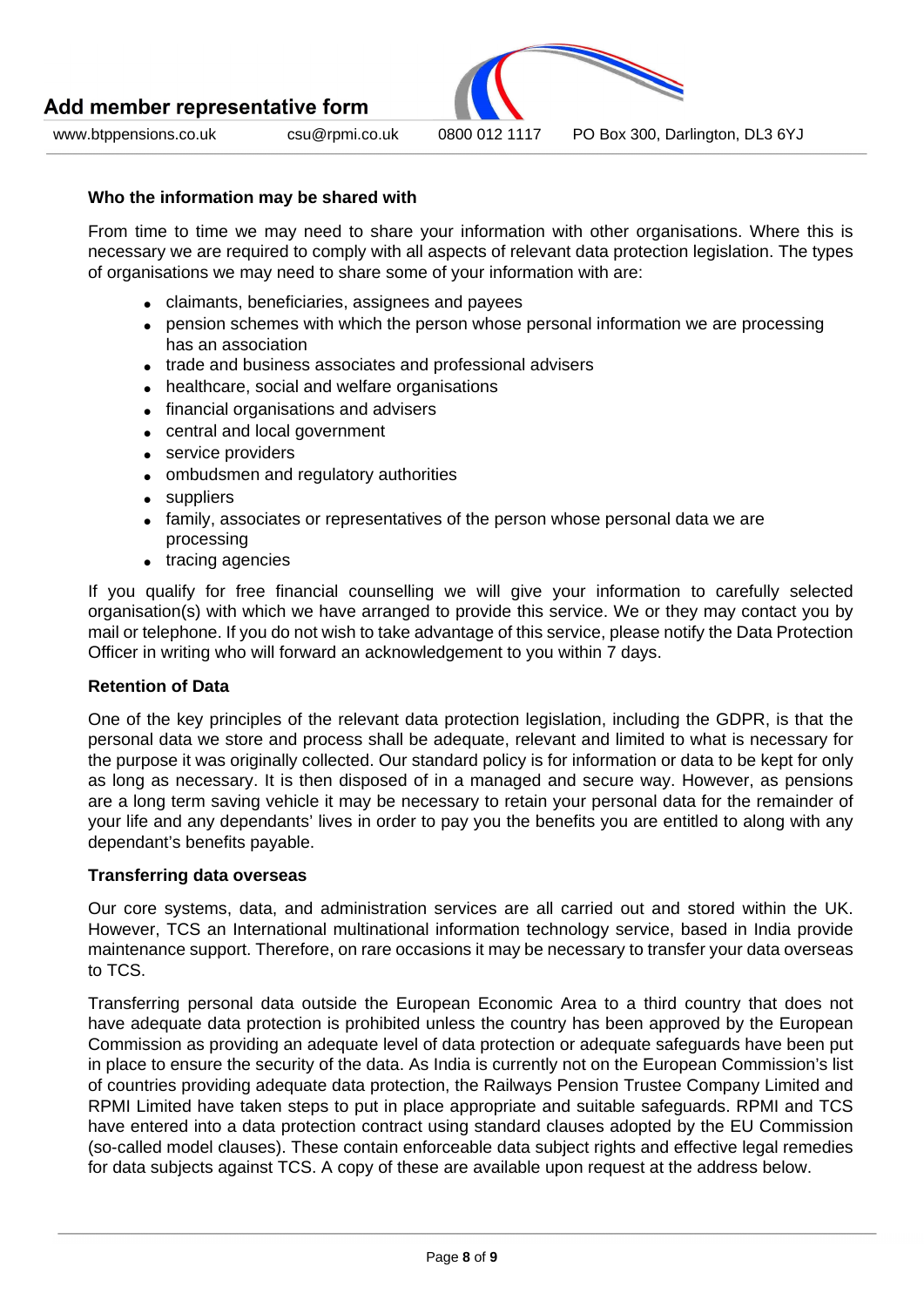### Who the information may be shared with

From time to time we may need to share your information with other organisations. Where this is necessary we are required to comply with all aspects of relevant data protection legislation. The types of organisations we may need to share some of your information with are:

- claimants, beneficiaries, assignees and payees
- pension schemes with which the person whose personal information we are processing has an association
- trade and business associates and professional advisers
- healthcare, social and welfare organisations
- financial organisations and advisers
- central and local government
- service providers
- ombudsmen and regulatory authorities
- suppliers
- family, associates or representatives of the person whose personal data we are processing
- tracing agencies

If you qualify for free financial counselling we will give your information to carefully selected organisation(s) with which we have arranged to provide this service. We or they may contact you by mail or telephone. If you do not wish to take advantage of this service, please notify the Data Protection Officer in writing who will forward an acknowledgement to you within 7 days.

### Retention of Data

One of the key principles of the relevant data protection legislation, including the GDPR, is that the personal data we store and process shall be adequate, relevant and limited to what is necessary for the purpose it was originally collected. Our standard policy is for information or data to be kept for only as long as necessary. It is then disposed of in a managed and secure way. However, as pensions are a long term saving vehicle it may be necessary to retain your personal data for the remainder of your life and any dependants' lives in order to pay you the benefits you are entitled to along with any dependant's benefits payable.

### Transferring data overseas

Our core systems, data, and administration services are all carried out and stored within the UK. However, TCS an International multinational information technology service, based in India provide maintenance support. Therefore, on rare occasions it may be necessary to transfer your data overseas to TCS.

Transferring personal data outside the European Economic Area to a third country that does not have adequate data protection is prohibited unless the country has been approved by the European Commission as providing an adequate level of data protection or adequate safeguards have been put in place to ensure the security of the data. As India is currently not on the European Commission's list of countries providing adequate data protection, the Railways Pension Trustee Company Limited and RPMI Limited have taken steps to put in place appropriate and suitable safeguards. RPMI and TCS have entered into a data protection contract using standard clauses adopted by the EU Commission (so-called model clauses). These contain enforceable data subject rights and effective legal remedies for data subjects against TCS. A copy of these are available upon request at the address below.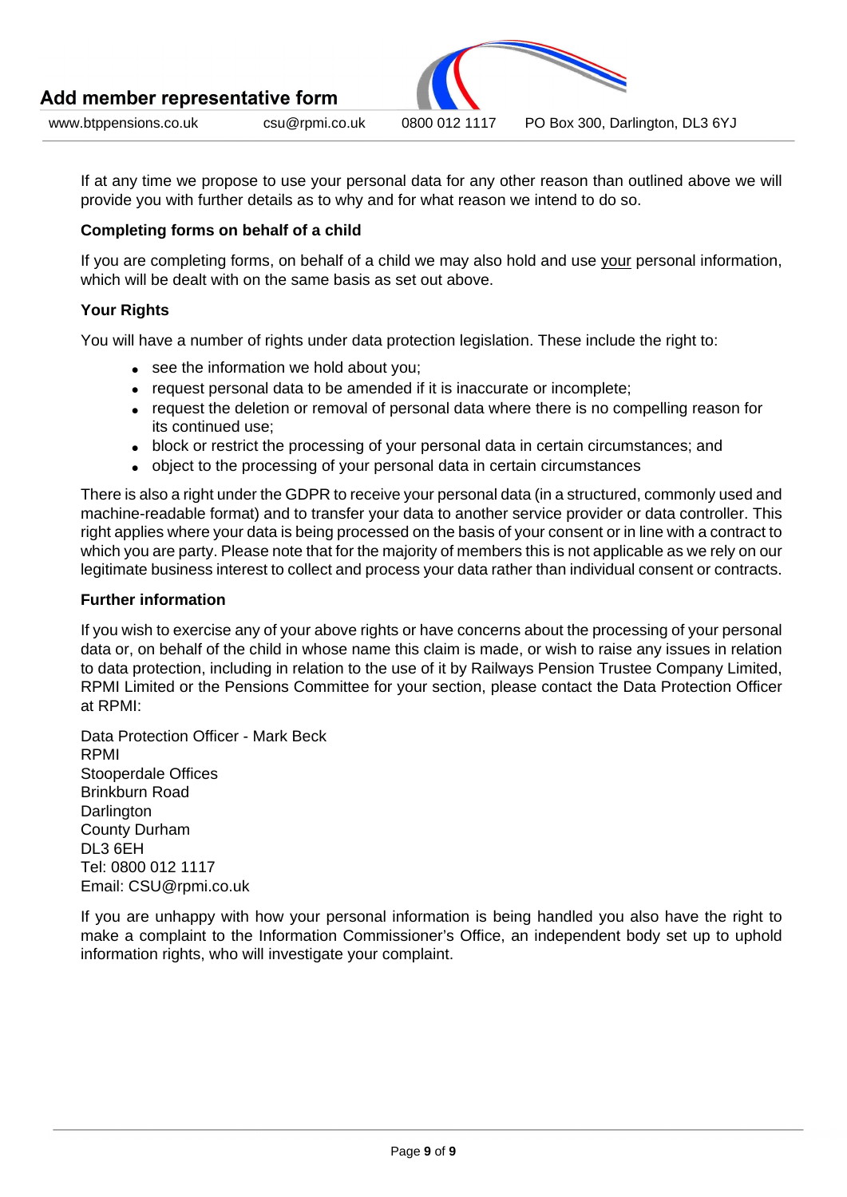If at any time we propose to use your personal data for any other reason than outlined above we will provide you with further details as to why and for what reason we intend to do so.

**Completing forms on behalf of a child**

If you are completing forms, on behalf of a child we may also hold and use your personal information, which will be dealt with on the same basis as set out above.

**Your Rights**

You will have a number of rights under data protection legislation. These include the right to:

- see the information we hold about you;
- request personal data to be amended if it is inaccurate or incomplete;
- request the deletion or removal of personal data where there is no compelling reason for its continued use;
- block or restrict the processing of your personal data in certain circumstances; and
- object to the processing of your personal data in certain circumstances

There is also a right under the GDPR to receive your personal data (in a structured, commonly used and machine-readable format) and to transfer your data to another service provider or data controller. This right applies where your data is being processed on the basis of your consent or in line with a contract to which you are party. Please note that for the majority of members this is not applicable as we rely on our legitimate business interest to collect and process your data rather than individual consent or contracts.

**Further information**

If you wish to exercise any of your above rights or have concerns about the processing of your personal data or, on behalf of the child in whose name this claim is made, or wish to raise any issues in relation to data protection, including in relation to the use of it by Railways Pension Trustee Company Limited, RPMI Limited or the Pensions Committee for your section, please contact the Data Protection Officer at RPMI:

Data Protection Officer - Mark Beck
RPMI
Stooperdale Offices
Brinkburn Road
Darlington
County Durham
DL3 6EH
Tel: 0800 012 1117
Email: CSU@rpmi.co.uk

If you are unhappy with how your personal information is being handled you also have the right to make a complaint to the Information Commissioner's Office, an independent body set up to uphold information rights, who will investigate your complaint.